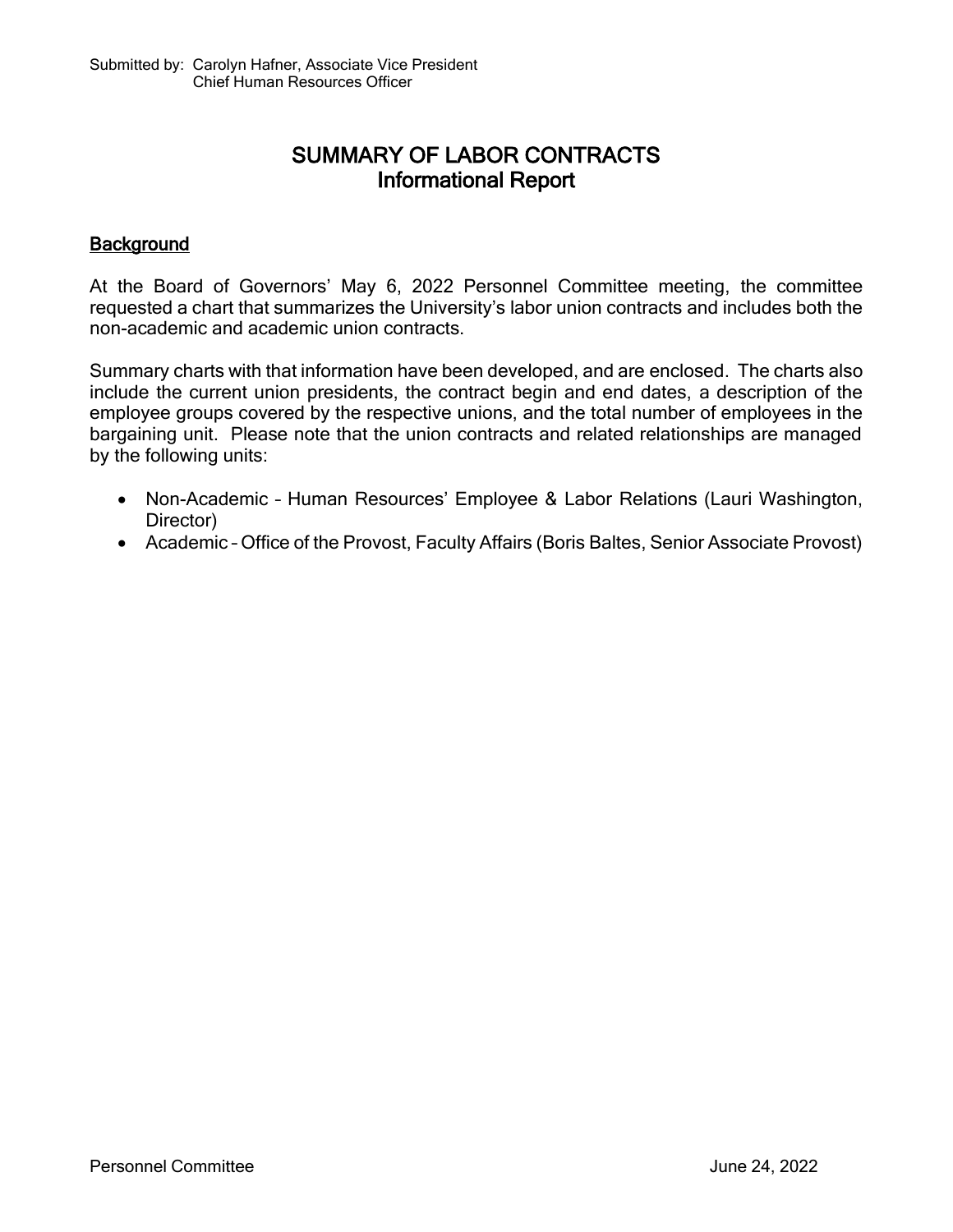Submitted by: Carolyn Hafner, Associate Vice President
Chief Human Resources Officer

# SUMMARY OF LABOR CONTRACTS
## Informational Report

### Background

At the Board of Governors' May 6, 2022 Personnel Committee meeting, the committee requested a chart that summarizes the University's labor union contracts and includes both the non-academic and academic union contracts.

Summary charts with that information have been developed, and are enclosed. The charts also include the current union presidents, the contract begin and end dates, a description of the employee groups covered by the respective unions, and the total number of employees in the bargaining unit. Please note that the union contracts and related relationships are managed by the following units:

- Non-Academic – Human Resources' Employee & Labor Relations (Lauri Washington, Director)
- Academic – Office of the Provost, Faculty Affairs (Boris Baltes, Senior Associate Provost)

Personnel Committee June 24, 2022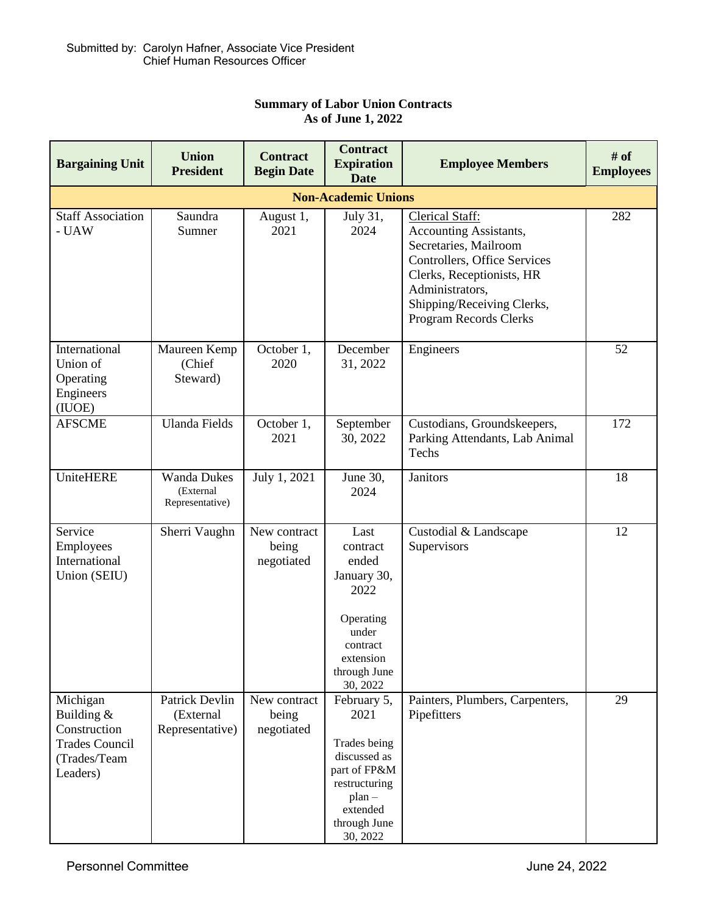Submitted by: Carolyn Hafner, Associate Vice President
Chief Human Resources Officer

**Summary of Labor Union Contracts**
**As of June 1, 2022**

| Bargaining Unit | Union President | Contract Begin Date | Contract Expiration Date | Employee Members | # of Employees |
|---|---|---|---|---|---|
| **Non-Academic Unions** | | | | | |
| Staff Association - UAW | Saundra Sumner | August 1, 2021 | July 31, 2024 | Clerical Staff: Accounting Assistants, Secretaries, Mailroom Controllers, Office Services Clerks, Receptionists, HR Administrators, Shipping/Receiving Clerks, Program Records Clerks | 282 |
| International Union of Operating Engineers (IUOE) | Maureen Kemp (Chief Steward) | October 1, 2020 | December 31, 2022 | Engineers | 52 |
| AFSCME | Ulanda Fields | October 1, 2021 | September 30, 2022 | Custodians, Groundskeepers, Parking Attendants, Lab Animal Techs | 172 |
| UniteHERE | Wanda Dukes (External Representative) | July 1, 2021 | June 30, 2024 | Janitors | 18 |
| Service Employees International Union (SEIU) | Sherri Vaughn | New contract being negotiated | Last contract ended January 30, 2022<br><br>Operating under contract extension through June 30, 2022 | Custodial & Landscape Supervisors | 12 |
| Michigan Building & Construction Trades Council (Trades/Team Leaders) | Patrick Devlin (External Representative) | New contract being negotiated | February 5, 2021<br><br>Trades being discussed as part of FP&M restructuring plan – extended through June 30, 2022 | Painters, Plumbers, Carpenters, Pipefitters | 29 |

Personnel Committee June 24, 2022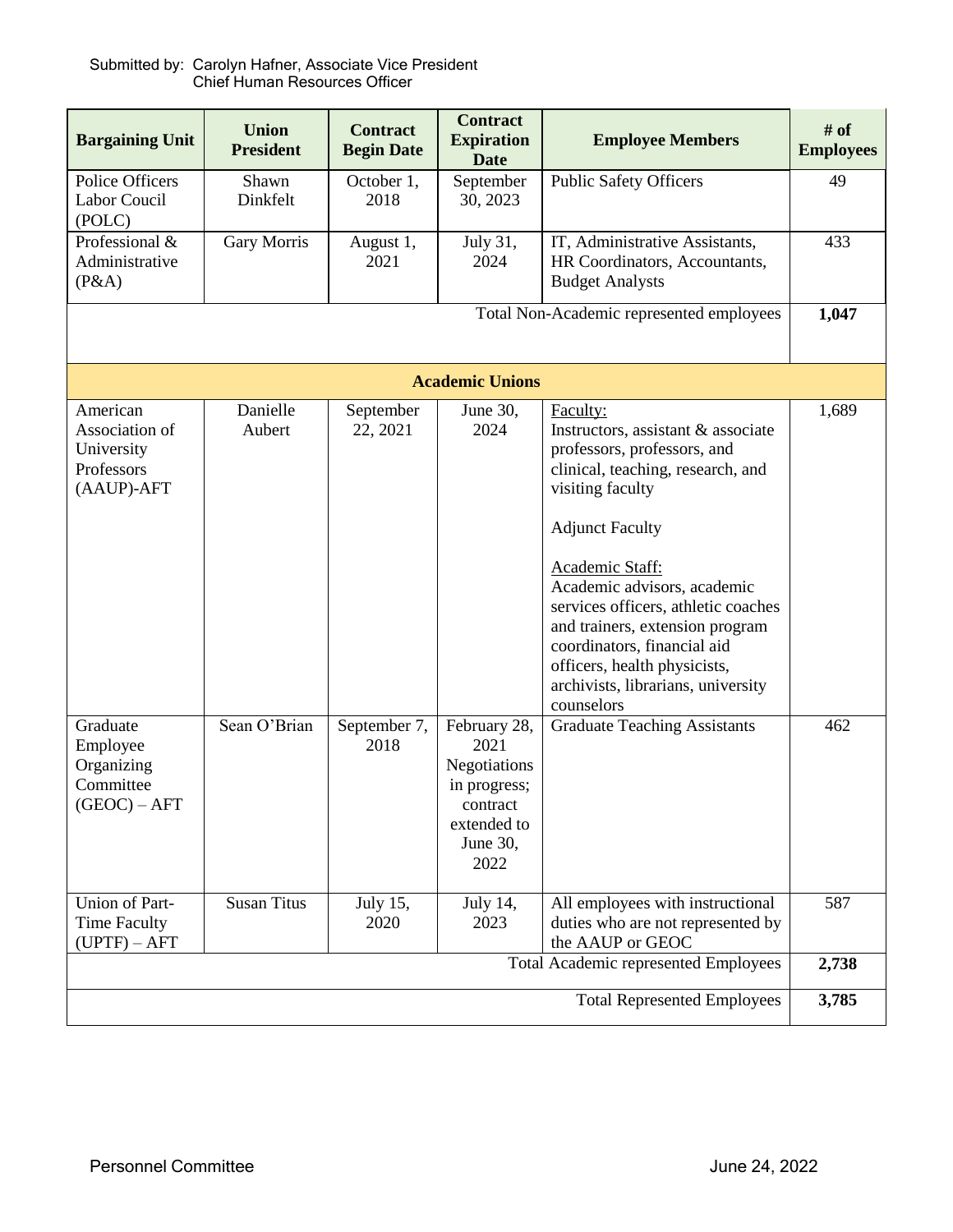Submitted by: Carolyn Hafner, Associate Vice President
Chief Human Resources Officer

| Bargaining Unit | Union President | Contract Begin Date | Contract Expiration Date | Employee Members | # of Employees |
|---|---|---|---|---|---|
| Police Officers Labor Coucil (POLC) | Shawn Dinkfelt | October 1, 2018 | September 30, 2023 | Public Safety Officers | 49 |
| Professional & Administrative (P&A) | Gary Morris | August 1, 2021 | July 31, 2024 | IT, Administrative Assistants, HR Coordinators, Accountants, Budget Analysts | 433 |
| | | | | Total Non-Academic represented employees | **1,047** |
| | | **Academic Unions** | | | |
| American Association of University Professors (AAUP)-AFT | Danielle Aubert | September 22, 2021 | June 30, 2024 | Faculty: Instructors, assistant & associate professors, professors, and clinical, teaching, research, and visiting faculty<br><br>Adjunct Faculty<br><br>Academic Staff: Academic advisors, academic services officers, athletic coaches and trainers, extension program coordinators, financial aid officers, health physicists, archivists, librarians, university counselors | 1,689 |
| Graduate Employee Organizing Committee (GEOC) – AFT | Sean O'Brian | September 7, 2018 | February 28, 2021 Negotiations in progress; contract extended to June 30, 2022 | Graduate Teaching Assistants | 462 |
| Union of Part-Time Faculty (UPTF) – AFT | Susan Titus | July 15, 2020 | July 14, 2023 | All employees with instructional duties who are not represented by the AAUP or GEOC | 587 |
| | | | | Total Academic represented Employees | **2,738** |
| | | | | Total Represented Employees | **3,785** |

Personnel Committee June 24, 2022